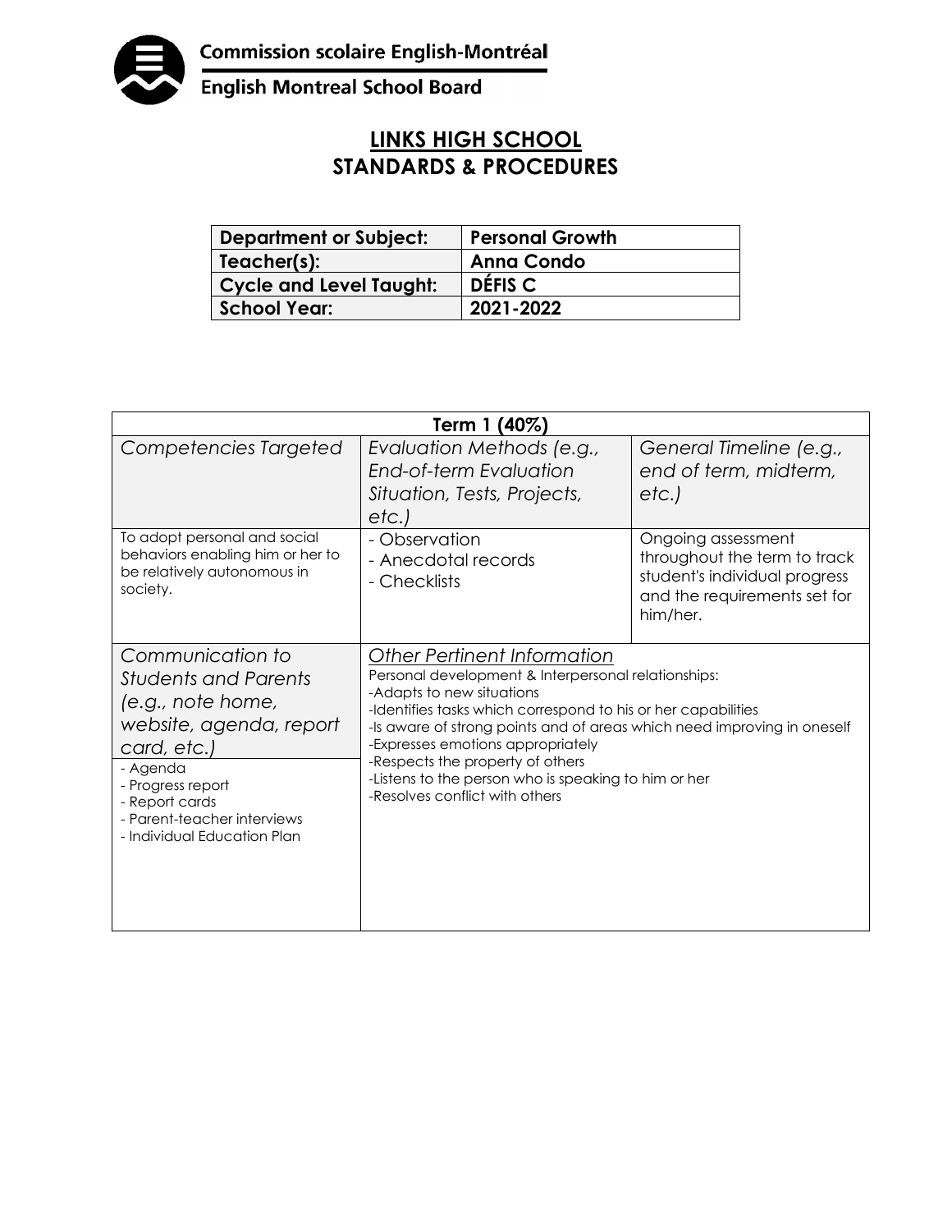Commission scolaire English-Montréal

English Montreal School Board

# LINKS HIGH SCHOOL
# STANDARDS & PROCEDURES

| Department or Subject: | Personal Growth |
|---|---|
| Teacher(s): | Anna Condo |
| Cycle and Level Taught: | DÉFIS C |
| School Year: | 2021-2022 |

| Term 1 (40%) | | |
|---|---|---|
| *Competencies Targeted* | *Evaluation Methods (e.g., End-of-term Evaluation Situation, Tests, Projects, etc.)* | *General Timeline (e.g., end of term, midterm, etc.)* |
| To adopt personal and social behaviors enabling him or her to be relatively autonomous in society. | - Observation<br>- Anecdotal records<br>- Checklists | Ongoing assessment throughout the term to track student's individual progress and the requirements set for him/her. |
| *Communication to Students and Parents (e.g., note home, website, agenda, report card, etc.)*<br>- Agenda<br>- Progress report<br>- Report cards<br>- Parent-teacher interviews<br>- Individual Education Plan | *Other Pertinent Information*<br>Personal development & Interpersonal relationships:<br>-Adapts to new situations<br>-Identifies tasks which correspond to his or her capabilities<br>-Is aware of strong points and of areas which need improving in oneself<br>-Expresses emotions appropriately<br>-Respects the property of others<br>-Listens to the person who is speaking to him or her<br>-Resolves conflict with others | |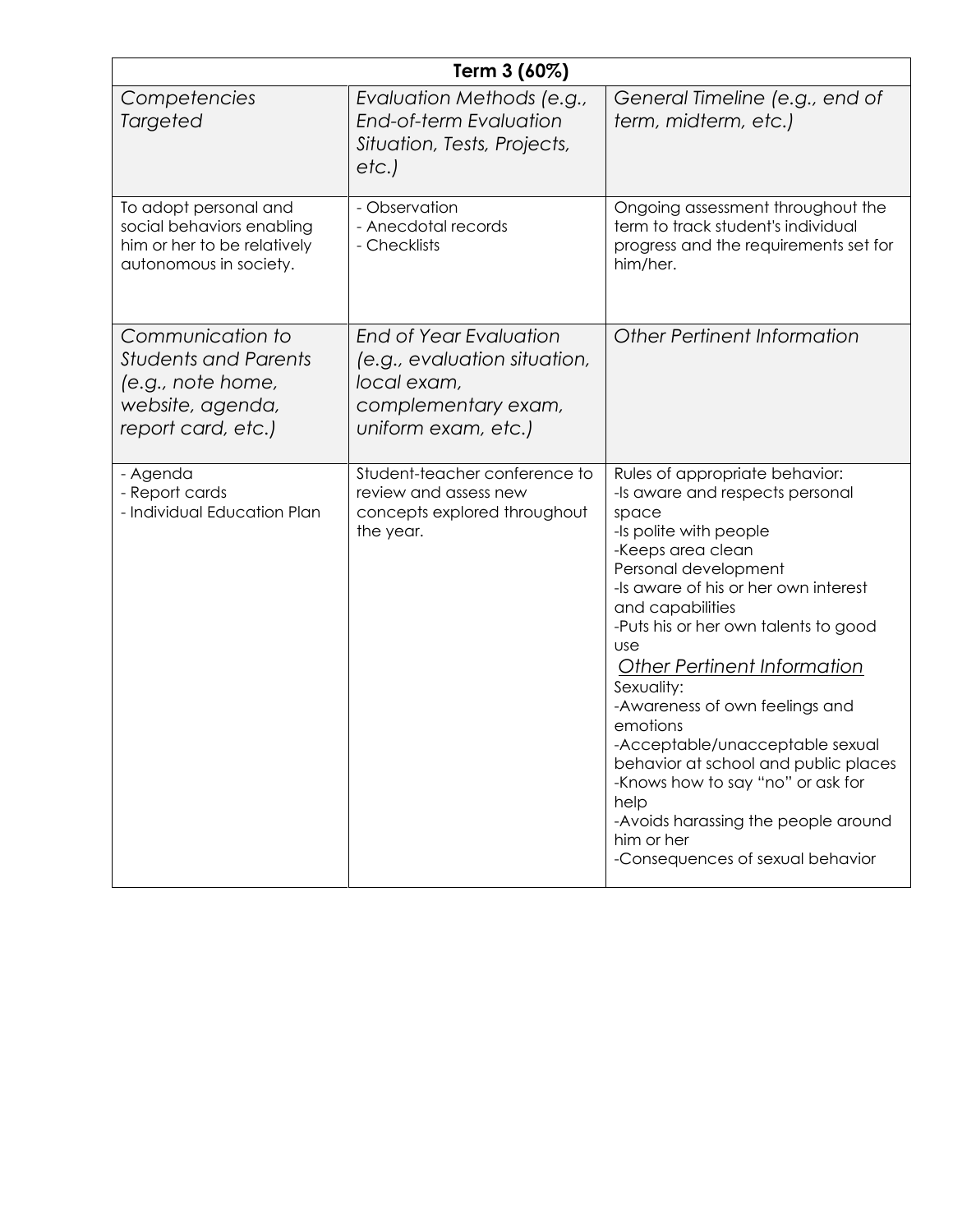| Term 3 (60%) | | |
|---|---|---|
| *Competencies Targeted* | *Evaluation Methods (e.g., End-of-term Evaluation Situation, Tests, Projects, etc.)* | *General Timeline (e.g., end of term, midterm, etc.)* |
| To adopt personal and social behaviors enabling him or her to be relatively autonomous in society. | - Observation<br>- Anecdotal records<br>- Checklists | Ongoing assessment throughout the term to track student's individual progress and the requirements set for him/her. |
| *Communication to Students and Parents (e.g., note home, website, agenda, report card, etc.)* | *End of Year Evaluation (e.g., evaluation situation, local exam, complementary exam, uniform exam, etc.)* | *Other Pertinent Information* |
| - Agenda<br>- Report cards<br>- Individual Education Plan | Student-teacher conference to review and assess new concepts explored throughout the year. | Rules of appropriate behavior:<br>-Is aware and respects personal space<br>-Is polite with people<br>-Keeps area clean<br>Personal development<br>-Is aware of his or her own interest and capabilities<br>-Puts his or her own talents to good use<br>*Other Pertinent Information*<br>Sexuality:<br>-Awareness of own feelings and emotions<br>-Acceptable/unacceptable sexual behavior at school and public places<br>-Knows how to say "no" or ask for help<br>-Avoids harassing the people around him or her<br>-Consequences of sexual behavior |